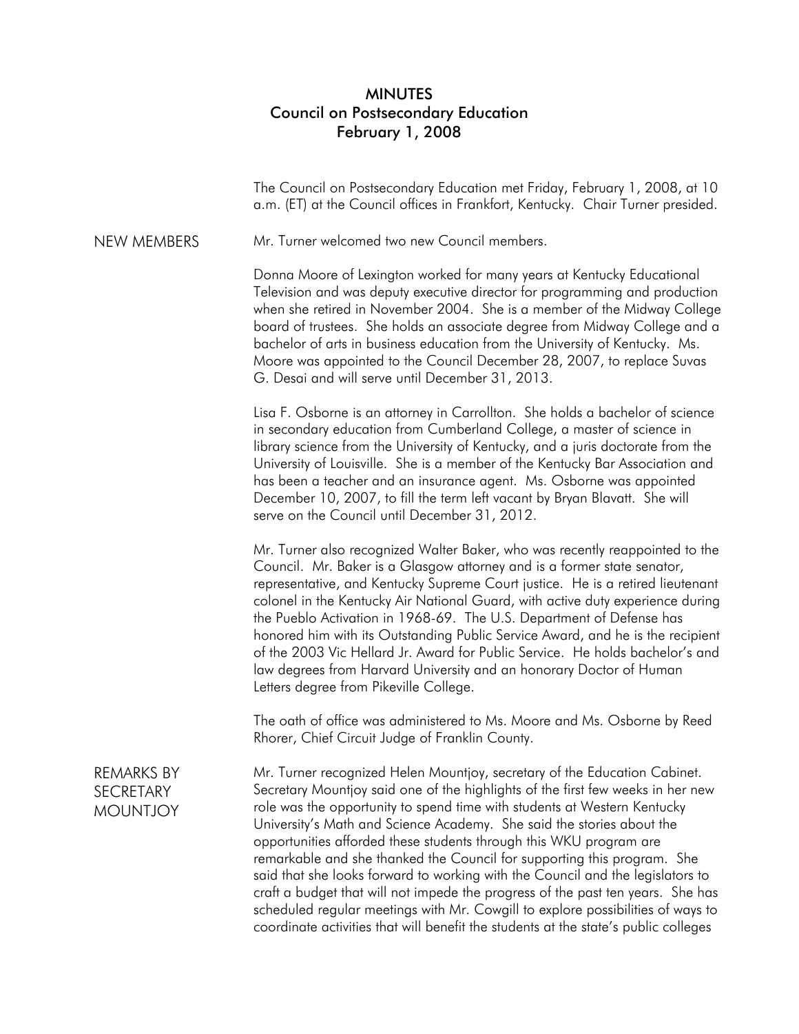# MINUTES
## Council on Postsecondary Education
## February 1, 2008

The Council on Postsecondary Education met Friday, February 1, 2008, at 10 a.m. (ET) at the Council offices in Frankfort, Kentucky. Chair Turner presided.

### NEW MEMBERS

Mr. Turner welcomed two new Council members.

Donna Moore of Lexington worked for many years at Kentucky Educational Television and was deputy executive director for programming and production when she retired in November 2004. She is a member of the Midway College board of trustees. She holds an associate degree from Midway College and a bachelor of arts in business education from the University of Kentucky. Ms. Moore was appointed to the Council December 28, 2007, to replace Suvas G. Desai and will serve until December 31, 2013.

Lisa F. Osborne is an attorney in Carrollton. She holds a bachelor of science in secondary education from Cumberland College, a master of science in library science from the University of Kentucky, and a juris doctorate from the University of Louisville. She is a member of the Kentucky Bar Association and has been a teacher and an insurance agent. Ms. Osborne was appointed December 10, 2007, to fill the term left vacant by Bryan Blavatt. She will serve on the Council until December 31, 2012.

Mr. Turner also recognized Walter Baker, who was recently reappointed to the Council. Mr. Baker is a Glasgow attorney and is a former state senator, representative, and Kentucky Supreme Court justice. He is a retired lieutenant colonel in the Kentucky Air National Guard, with active duty experience during the Pueblo Activation in 1968-69. The U.S. Department of Defense has honored him with its Outstanding Public Service Award, and he is the recipient of the 2003 Vic Hellard Jr. Award for Public Service. He holds bachelor's and law degrees from Harvard University and an honorary Doctor of Human Letters degree from Pikeville College.

The oath of office was administered to Ms. Moore and Ms. Osborne by Reed Rhorer, Chief Circuit Judge of Franklin County.

### REMARKS BY SECRETARY MOUNTJOY

Mr. Turner recognized Helen Mountjoy, secretary of the Education Cabinet. Secretary Mountjoy said one of the highlights of the first few weeks in her new role was the opportunity to spend time with students at Western Kentucky University's Math and Science Academy. She said the stories about the opportunities afforded these students through this WKU program are remarkable and she thanked the Council for supporting this program. She said that she looks forward to working with the Council and the legislators to craft a budget that will not impede the progress of the past ten years. She has scheduled regular meetings with Mr. Cowgill to explore possibilities of ways to coordinate activities that will benefit the students at the state's public colleges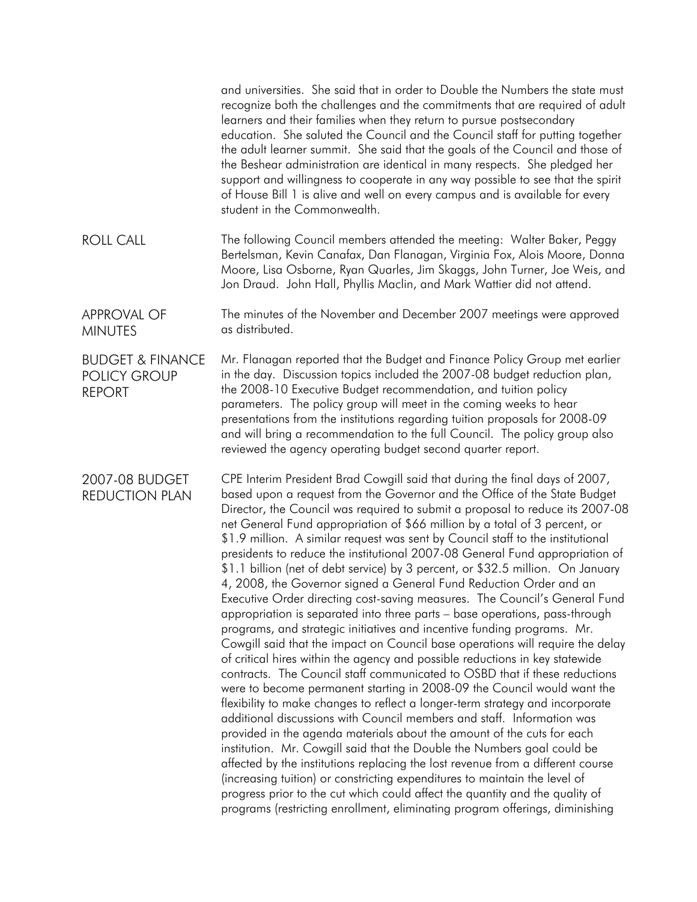and universities. She said that in order to Double the Numbers the state must recognize both the challenges and the commitments that are required of adult learners and their families when they return to pursue postsecondary education. She saluted the Council and the Council staff for putting together the adult learner summit. She said that the goals of the Council and those of the Beshear administration are identical in many respects. She pledged her support and willingness to cooperate in any way possible to see that the spirit of House Bill 1 is alive and well on every campus and is available for every student in the Commonwealth.

## ROLL CALL

The following Council members attended the meeting: Walter Baker, Peggy Bertelsman, Kevin Canafax, Dan Flanagan, Virginia Fox, Alois Moore, Donna Moore, Lisa Osborne, Ryan Quarles, Jim Skaggs, John Turner, Joe Weis, and Jon Draud. John Hall, Phyllis Maclin, and Mark Wattier did not attend.

## APPROVAL OF MINUTES

The minutes of the November and December 2007 meetings were approved as distributed.

## BUDGET & FINANCE POLICY GROUP REPORT

Mr. Flanagan reported that the Budget and Finance Policy Group met earlier in the day. Discussion topics included the 2007-08 budget reduction plan, the 2008-10 Executive Budget recommendation, and tuition policy parameters. The policy group will meet in the coming weeks to hear presentations from the institutions regarding tuition proposals for 2008-09 and will bring a recommendation to the full Council. The policy group also reviewed the agency operating budget second quarter report.

## 2007-08 BUDGET REDUCTION PLAN

CPE Interim President Brad Cowgill said that during the final days of 2007, based upon a request from the Governor and the Office of the State Budget Director, the Council was required to submit a proposal to reduce its 2007-08 net General Fund appropriation of $66 million by a total of 3 percent, or $1.9 million. A similar request was sent by Council staff to the institutional presidents to reduce the institutional 2007-08 General Fund appropriation of $1.1 billion (net of debt service) by 3 percent, or $32.5 million. On January 4, 2008, the Governor signed a General Fund Reduction Order and an Executive Order directing cost-saving measures. The Council's General Fund appropriation is separated into three parts – base operations, pass-through programs, and strategic initiatives and incentive funding programs. Mr. Cowgill said that the impact on Council base operations will require the delay of critical hires within the agency and possible reductions in key statewide contracts. The Council staff communicated to OSBD that if these reductions were to become permanent starting in 2008-09 the Council would want the flexibility to make changes to reflect a longer-term strategy and incorporate additional discussions with Council members and staff. Information was provided in the agenda materials about the amount of the cuts for each institution. Mr. Cowgill said that the Double the Numbers goal could be affected by the institutions replacing the lost revenue from a different course (increasing tuition) or constricting expenditures to maintain the level of progress prior to the cut which could affect the quantity and the quality of programs (restricting enrollment, eliminating program offerings, diminishing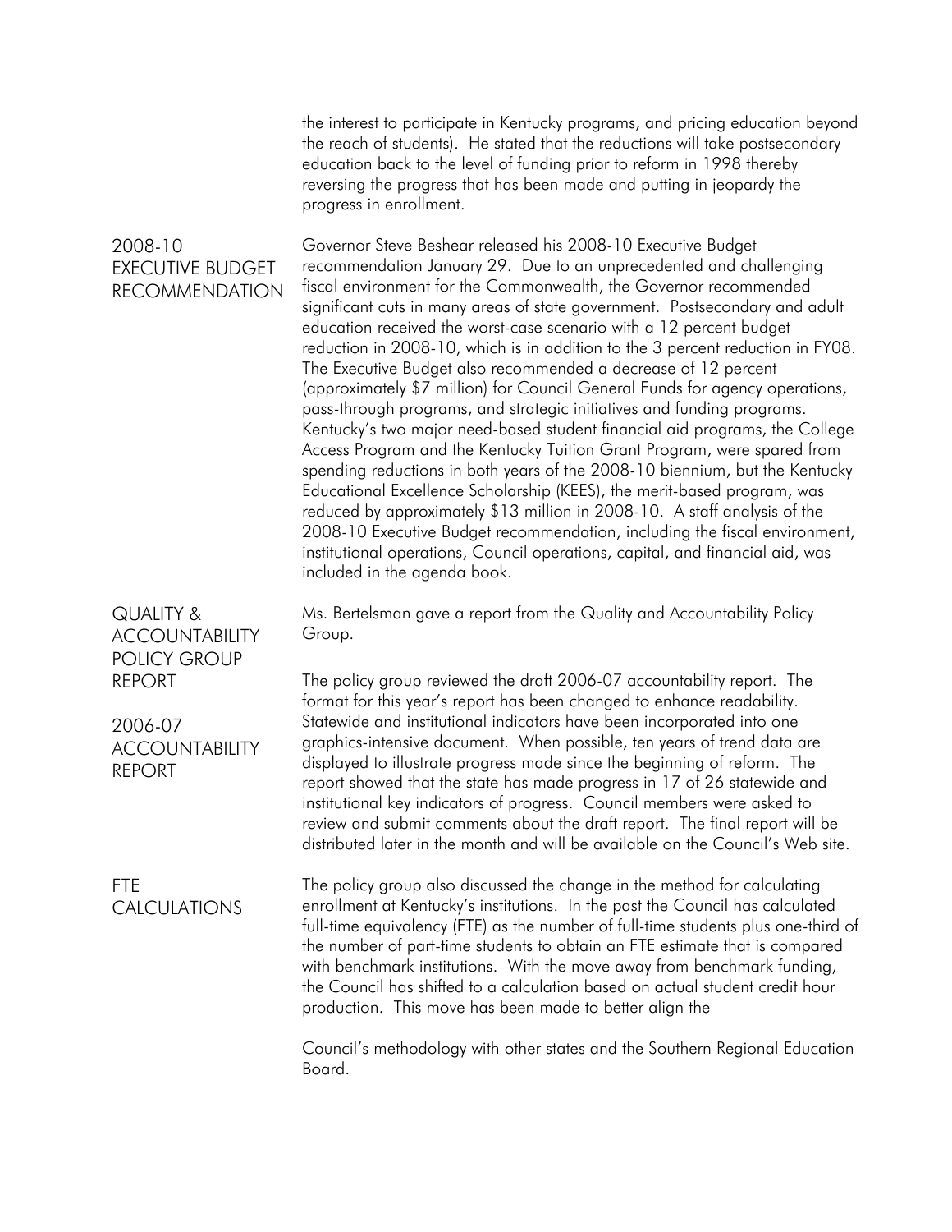the interest to participate in Kentucky programs, and pricing education beyond the reach of students). He stated that the reductions will take postsecondary education back to the level of funding prior to reform in 1998 thereby reversing the progress that has been made and putting in jeopardy the progress in enrollment.

## 2008-10 EXECUTIVE BUDGET RECOMMENDATION

Governor Steve Beshear released his 2008-10 Executive Budget recommendation January 29. Due to an unprecedented and challenging fiscal environment for the Commonwealth, the Governor recommended significant cuts in many areas of state government. Postsecondary and adult education received the worst-case scenario with a 12 percent budget reduction in 2008-10, which is in addition to the 3 percent reduction in FY08. The Executive Budget also recommended a decrease of 12 percent (approximately $7 million) for Council General Funds for agency operations, pass-through programs, and strategic initiatives and funding programs. Kentucky's two major need-based student financial aid programs, the College Access Program and the Kentucky Tuition Grant Program, were spared from spending reductions in both years of the 2008-10 biennium, but the Kentucky Educational Excellence Scholarship (KEES), the merit-based program, was reduced by approximately $13 million in 2008-10. A staff analysis of the 2008-10 Executive Budget recommendation, including the fiscal environment, institutional operations, Council operations, capital, and financial aid, was included in the agenda book.

## QUALITY & ACCOUNTABILITY POLICY GROUP REPORT

Ms. Bertelsman gave a report from the Quality and Accountability Policy Group.

## 2006-07 ACCOUNTABILITY REPORT

The policy group reviewed the draft 2006-07 accountability report. The format for this year's report has been changed to enhance readability. Statewide and institutional indicators have been incorporated into one graphics-intensive document. When possible, ten years of trend data are displayed to illustrate progress made since the beginning of reform. The report showed that the state has made progress in 17 of 26 statewide and institutional key indicators of progress. Council members were asked to review and submit comments about the draft report. The final report will be distributed later in the month and will be available on the Council's Web site.

## FTE CALCULATIONS

The policy group also discussed the change in the method for calculating enrollment at Kentucky's institutions. In the past the Council has calculated full-time equivalency (FTE) as the number of full-time students plus one-third of the number of part-time students to obtain an FTE estimate that is compared with benchmark institutions. With the move away from benchmark funding, the Council has shifted to a calculation based on actual student credit hour production. This move has been made to better align the

Council's methodology with other states and the Southern Regional Education Board.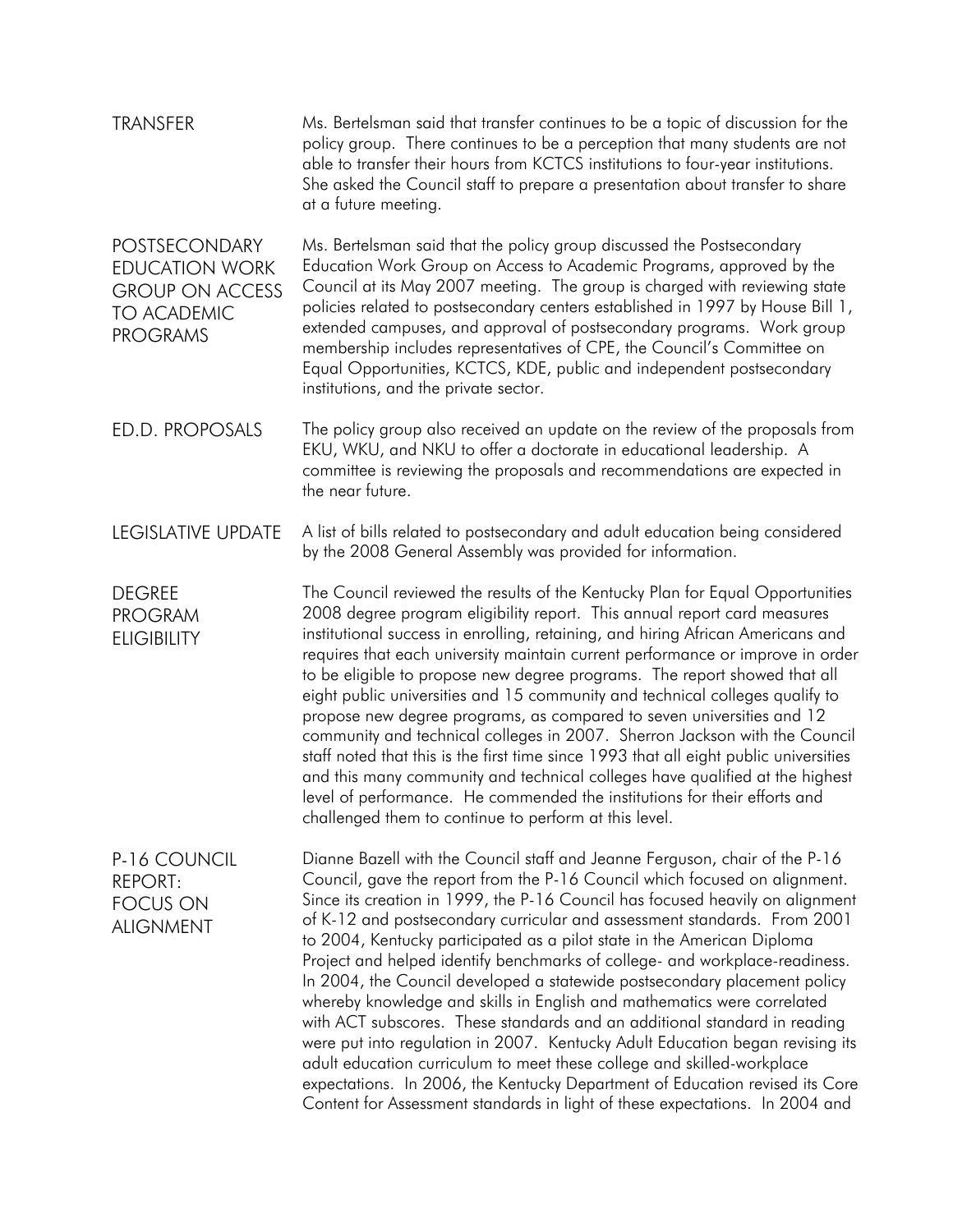## TRANSFER

Ms. Bertelsman said that transfer continues to be a topic of discussion for the policy group. There continues to be a perception that many students are not able to transfer their hours from KCTCS institutions to four-year institutions. She asked the Council staff to prepare a presentation about transfer to share at a future meeting.

## POSTSECONDARY EDUCATION WORK GROUP ON ACCESS TO ACADEMIC PROGRAMS

Ms. Bertelsman said that the policy group discussed the Postsecondary Education Work Group on Access to Academic Programs, approved by the Council at its May 2007 meeting. The group is charged with reviewing state policies related to postsecondary centers established in 1997 by House Bill 1, extended campuses, and approval of postsecondary programs. Work group membership includes representatives of CPE, the Council's Committee on Equal Opportunities, KCTCS, KDE, public and independent postsecondary institutions, and the private sector.

## ED.D. PROPOSALS

The policy group also received an update on the review of the proposals from EKU, WKU, and NKU to offer a doctorate in educational leadership. A committee is reviewing the proposals and recommendations are expected in the near future.

## LEGISLATIVE UPDATE

A list of bills related to postsecondary and adult education being considered by the 2008 General Assembly was provided for information.

## DEGREE PROGRAM ELIGIBILITY

The Council reviewed the results of the Kentucky Plan for Equal Opportunities 2008 degree program eligibility report. This annual report card measures institutional success in enrolling, retaining, and hiring African Americans and requires that each university maintain current performance or improve in order to be eligible to propose new degree programs. The report showed that all eight public universities and 15 community and technical colleges qualify to propose new degree programs, as compared to seven universities and 12 community and technical colleges in 2007. Sherron Jackson with the Council staff noted that this is the first time since 1993 that all eight public universities and this many community and technical colleges have qualified at the highest level of performance. He commended the institutions for their efforts and challenged them to continue to perform at this level.

## P-16 COUNCIL REPORT: FOCUS ON ALIGNMENT

Dianne Bazell with the Council staff and Jeanne Ferguson, chair of the P-16 Council, gave the report from the P-16 Council which focused on alignment. Since its creation in 1999, the P-16 Council has focused heavily on alignment of K-12 and postsecondary curricular and assessment standards. From 2001 to 2004, Kentucky participated as a pilot state in the American Diploma Project and helped identify benchmarks of college- and workplace-readiness. In 2004, the Council developed a statewide postsecondary placement policy whereby knowledge and skills in English and mathematics were correlated with ACT subscores. These standards and an additional standard in reading were put into regulation in 2007. Kentucky Adult Education began revising its adult education curriculum to meet these college and skilled-workplace expectations. In 2006, the Kentucky Department of Education revised its Core Content for Assessment standards in light of these expectations. In 2004 and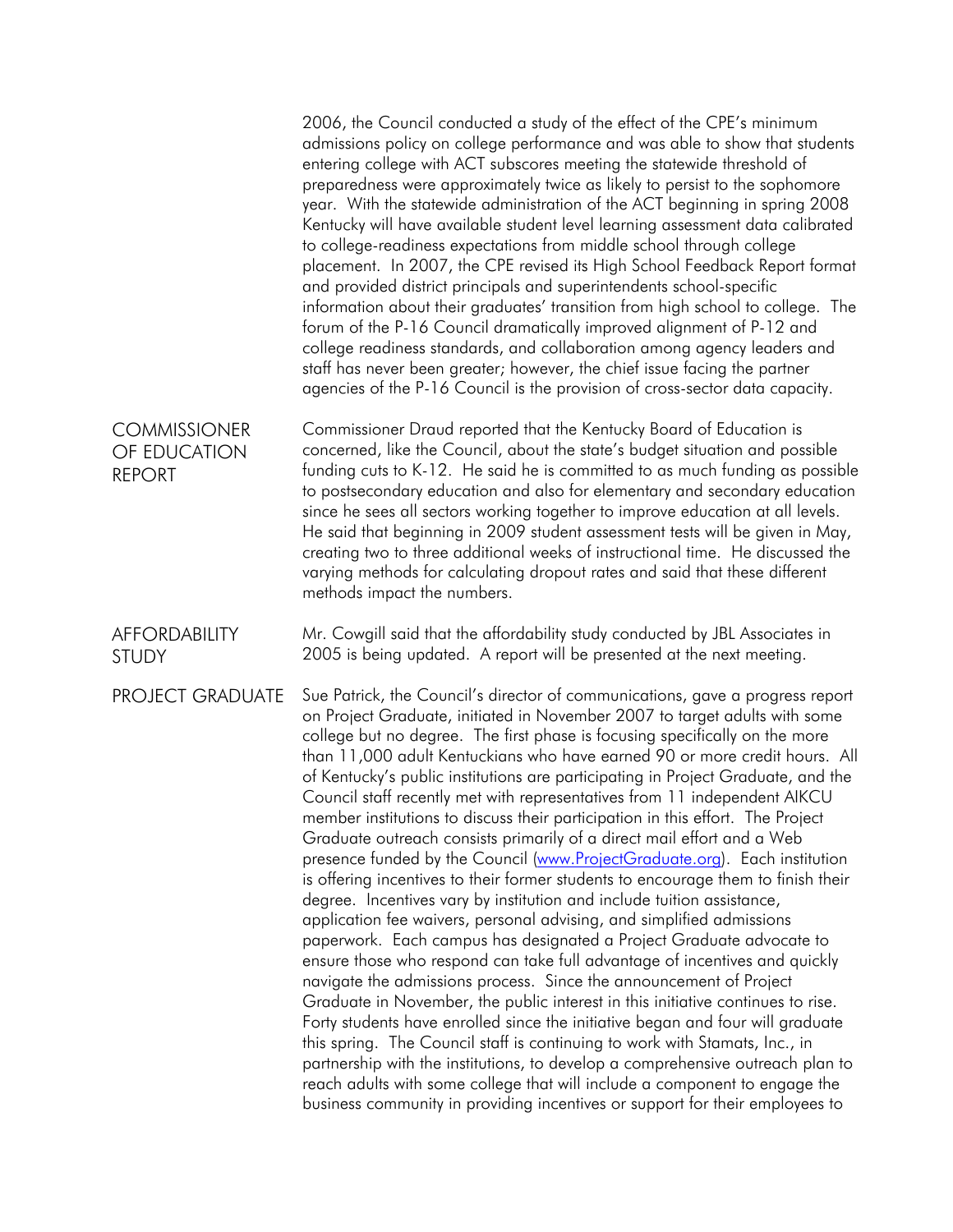2006, the Council conducted a study of the effect of the CPE's minimum admissions policy on college performance and was able to show that students entering college with ACT subscores meeting the statewide threshold of preparedness were approximately twice as likely to persist to the sophomore year. With the statewide administration of the ACT beginning in spring 2008 Kentucky will have available student level learning assessment data calibrated to college-readiness expectations from middle school through college placement. In 2007, the CPE revised its High School Feedback Report format and provided district principals and superintendents school-specific information about their graduates' transition from high school to college. The forum of the P-16 Council dramatically improved alignment of P-12 and college readiness standards, and collaboration among agency leaders and staff has never been greater; however, the chief issue facing the partner agencies of the P-16 Council is the provision of cross-sector data capacity.

## COMMISSIONER OF EDUCATION REPORT

Commissioner Draud reported that the Kentucky Board of Education is concerned, like the Council, about the state's budget situation and possible funding cuts to K-12. He said he is committed to as much funding as possible to postsecondary education and also for elementary and secondary education since he sees all sectors working together to improve education at all levels. He said that beginning in 2009 student assessment tests will be given in May, creating two to three additional weeks of instructional time. He discussed the varying methods for calculating dropout rates and said that these different methods impact the numbers.

## AFFORDABILITY STUDY

Mr. Cowgill said that the affordability study conducted by JBL Associates in 2005 is being updated. A report will be presented at the next meeting.

## PROJECT GRADUATE

Sue Patrick, the Council's director of communications, gave a progress report on Project Graduate, initiated in November 2007 to target adults with some college but no degree. The first phase is focusing specifically on the more than 11,000 adult Kentuckians who have earned 90 or more credit hours. All of Kentucky's public institutions are participating in Project Graduate, and the Council staff recently met with representatives from 11 independent AIKCU member institutions to discuss their participation in this effort. The Project Graduate outreach consists primarily of a direct mail effort and a Web presence funded by the Council ([www.ProjectGraduate.org](www.ProjectGraduate.org)). Each institution is offering incentives to their former students to encourage them to finish their degree. Incentives vary by institution and include tuition assistance, application fee waivers, personal advising, and simplified admissions paperwork. Each campus has designated a Project Graduate advocate to ensure those who respond can take full advantage of incentives and quickly navigate the admissions process. Since the announcement of Project Graduate in November, the public interest in this initiative continues to rise. Forty students have enrolled since the initiative began and four will graduate this spring. The Council staff is continuing to work with Stamats, Inc., in partnership with the institutions, to develop a comprehensive outreach plan to reach adults with some college that will include a component to engage the business community in providing incentives or support for their employees to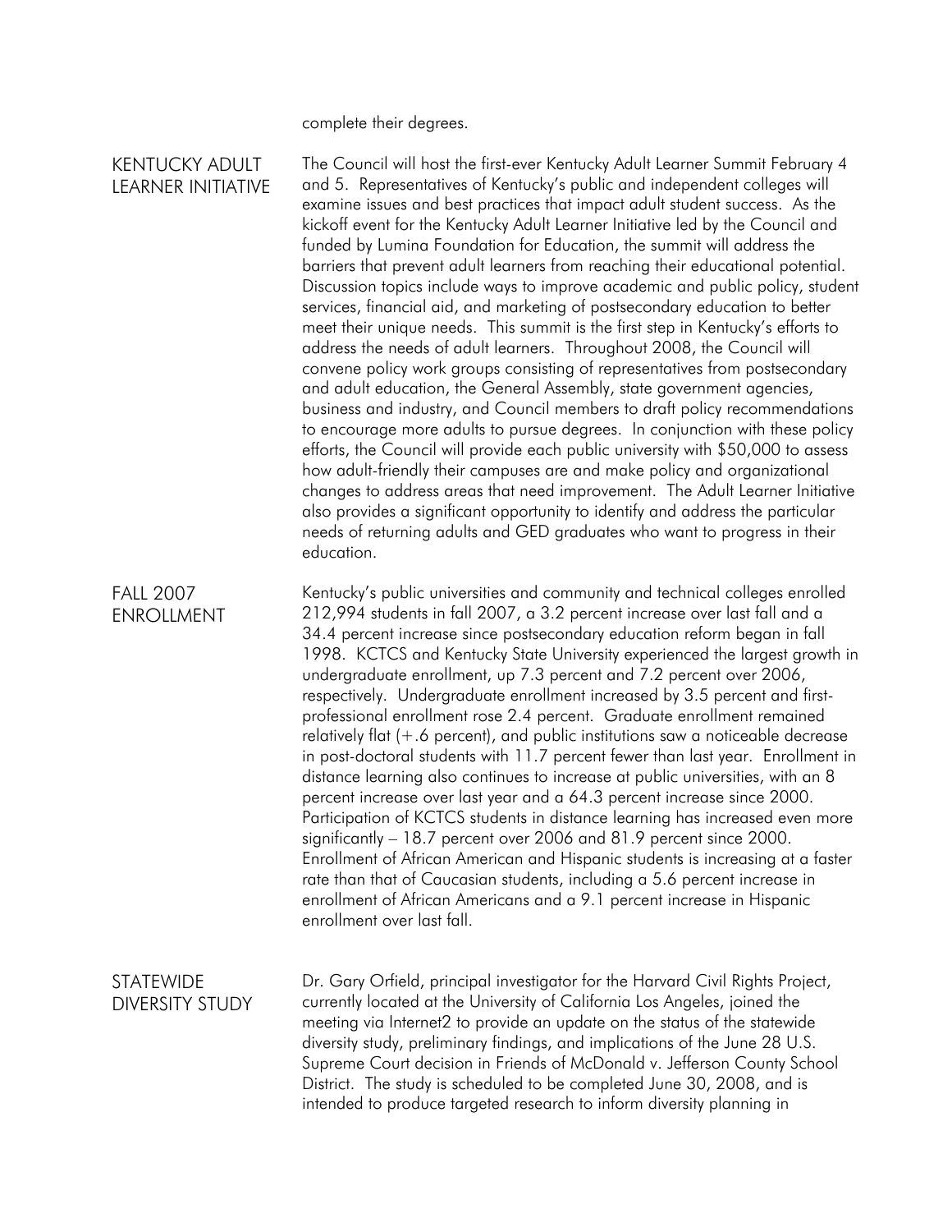complete their degrees.

## KENTUCKY ADULT LEARNER INITIATIVE

The Council will host the first-ever Kentucky Adult Learner Summit February 4 and 5. Representatives of Kentucky's public and independent colleges will examine issues and best practices that impact adult student success. As the kickoff event for the Kentucky Adult Learner Initiative led by the Council and funded by Lumina Foundation for Education, the summit will address the barriers that prevent adult learners from reaching their educational potential. Discussion topics include ways to improve academic and public policy, student services, financial aid, and marketing of postsecondary education to better meet their unique needs. This summit is the first step in Kentucky's efforts to address the needs of adult learners. Throughout 2008, the Council will convene policy work groups consisting of representatives from postsecondary and adult education, the General Assembly, state government agencies, business and industry, and Council members to draft policy recommendations to encourage more adults to pursue degrees. In conjunction with these policy efforts, the Council will provide each public university with $50,000 to assess how adult-friendly their campuses are and make policy and organizational changes to address areas that need improvement. The Adult Learner Initiative also provides a significant opportunity to identify and address the particular needs of returning adults and GED graduates who want to progress in their education.

## FALL 2007 ENROLLMENT

Kentucky's public universities and community and technical colleges enrolled 212,994 students in fall 2007, a 3.2 percent increase over last fall and a 34.4 percent increase since postsecondary education reform began in fall 1998. KCTCS and Kentucky State University experienced the largest growth in undergraduate enrollment, up 7.3 percent and 7.2 percent over 2006, respectively. Undergraduate enrollment increased by 3.5 percent and first-professional enrollment rose 2.4 percent. Graduate enrollment remained relatively flat (+.6 percent), and public institutions saw a noticeable decrease in post-doctoral students with 11.7 percent fewer than last year. Enrollment in distance learning also continues to increase at public universities, with an 8 percent increase over last year and a 64.3 percent increase since 2000. Participation of KCTCS students in distance learning has increased even more significantly – 18.7 percent over 2006 and 81.9 percent since 2000. Enrollment of African American and Hispanic students is increasing at a faster rate than that of Caucasian students, including a 5.6 percent increase in enrollment of African Americans and a 9.1 percent increase in Hispanic enrollment over last fall.

## STATEWIDE DIVERSITY STUDY

Dr. Gary Orfield, principal investigator for the Harvard Civil Rights Project, currently located at the University of California Los Angeles, joined the meeting via Internet2 to provide an update on the status of the statewide diversity study, preliminary findings, and implications of the June 28 U.S. Supreme Court decision in Friends of McDonald v. Jefferson County School District. The study is scheduled to be completed June 30, 2008, and is intended to produce targeted research to inform diversity planning in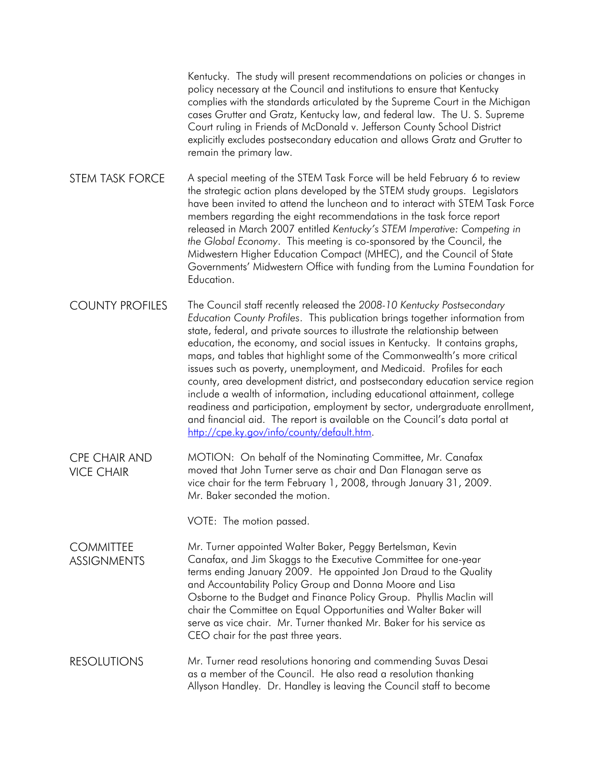Kentucky. The study will present recommendations on policies or changes in policy necessary at the Council and institutions to ensure that Kentucky complies with the standards articulated by the Supreme Court in the Michigan cases Grutter and Gratz, Kentucky law, and federal law. The U. S. Supreme Court ruling in Friends of McDonald v. Jefferson County School District explicitly excludes postsecondary education and allows Gratz and Grutter to remain the primary law.

**STEM TASK FORCE**

A special meeting of the STEM Task Force will be held February 6 to review the strategic action plans developed by the STEM study groups. Legislators have been invited to attend the luncheon and to interact with STEM Task Force members regarding the eight recommendations in the task force report released in March 2007 entitled *Kentucky's STEM Imperative: Competing in the Global Economy*. This meeting is co-sponsored by the Council, the Midwestern Higher Education Compact (MHEC), and the Council of State Governments' Midwestern Office with funding from the Lumina Foundation for Education.

**COUNTY PROFILES**

The Council staff recently released the *2008-10 Kentucky Postsecondary Education County Profiles*. This publication brings together information from state, federal, and private sources to illustrate the relationship between education, the economy, and social issues in Kentucky. It contains graphs, maps, and tables that highlight some of the Commonwealth's more critical issues such as poverty, unemployment, and Medicaid. Profiles for each county, area development district, and postsecondary education service region include a wealth of information, including educational attainment, college readiness and participation, employment by sector, undergraduate enrollment, and financial aid. The report is available on the Council's data portal at http://cpe.ky.gov/info/county/default.htm.

**CPE CHAIR AND VICE CHAIR**

MOTION: On behalf of the Nominating Committee, Mr. Canafax moved that John Turner serve as chair and Dan Flanagan serve as vice chair for the term February 1, 2008, through January 31, 2009. Mr. Baker seconded the motion.

VOTE: The motion passed.

**COMMITTEE ASSIGNMENTS**

Mr. Turner appointed Walter Baker, Peggy Bertelsman, Kevin Canafax, and Jim Skaggs to the Executive Committee for one-year terms ending January 2009. He appointed Jon Draud to the Quality and Accountability Policy Group and Donna Moore and Lisa Osborne to the Budget and Finance Policy Group. Phyllis Maclin will chair the Committee on Equal Opportunities and Walter Baker will serve as vice chair. Mr. Turner thanked Mr. Baker for his service as CEO chair for the past three years.

**RESOLUTIONS**

Mr. Turner read resolutions honoring and commending Suvas Desai as a member of the Council. He also read a resolution thanking Allyson Handley. Dr. Handley is leaving the Council staff to become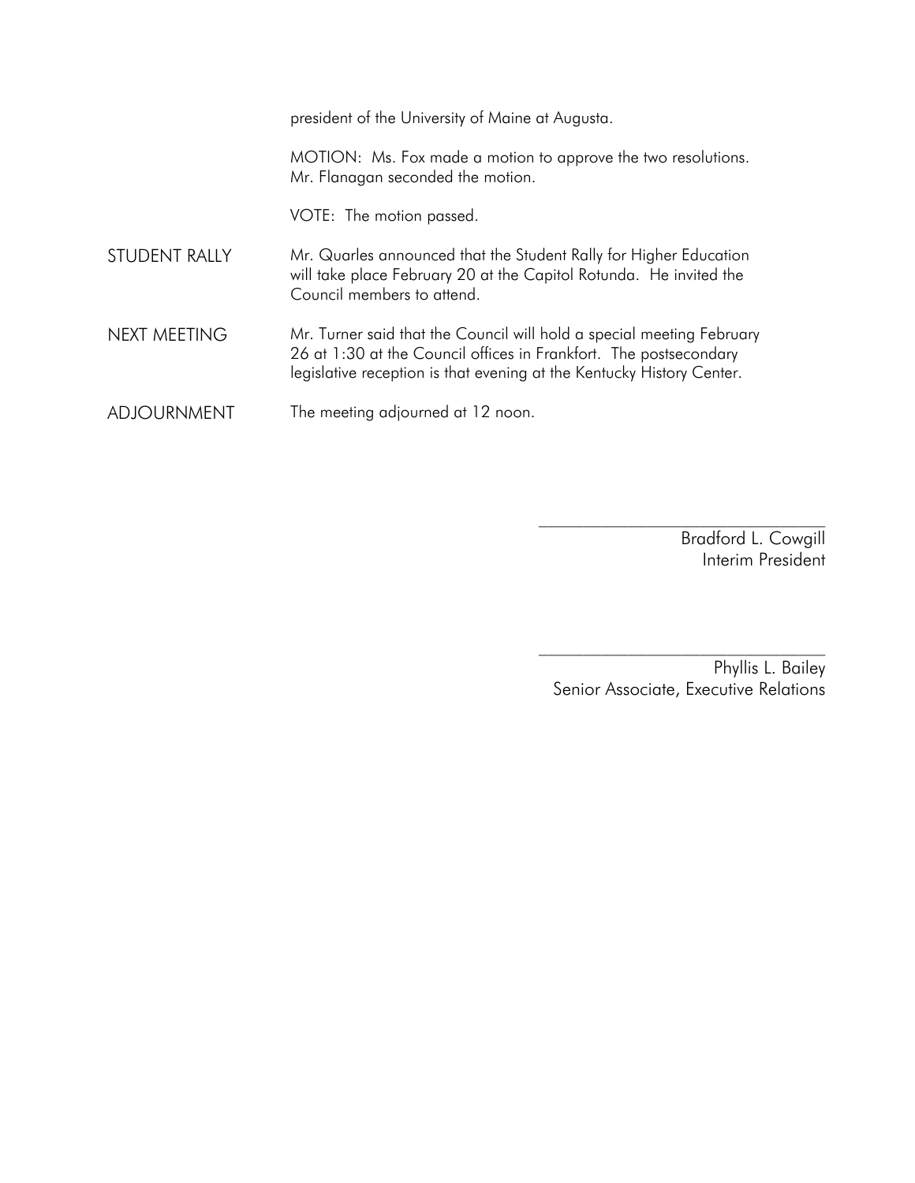president of the University of Maine at Augusta.

MOTION: Ms. Fox made a motion to approve the two resolutions. Mr. Flanagan seconded the motion.

VOTE: The motion passed.

**STUDENT RALLY**

Mr. Quarles announced that the Student Rally for Higher Education will take place February 20 at the Capitol Rotunda. He invited the Council members to attend.

**NEXT MEETING**

Mr. Turner said that the Council will hold a special meeting February 26 at 1:30 at the Council offices in Frankfort. The postsecondary legislative reception is that evening at the Kentucky History Center.

**ADJOURNMENT**

The meeting adjourned at 12 noon.

\_\_\_\_\_\_\_\_\_\_\_\_\_\_\_\_\_\_\_\_\_\_\_\_\_\_\_\_\_\_\_\_
Bradford L. Cowgill
Interim President

\_\_\_\_\_\_\_\_\_\_\_\_\_\_\_\_\_\_\_\_\_\_\_\_\_\_\_\_\_\_\_\_
Phyllis L. Bailey
Senior Associate, Executive Relations